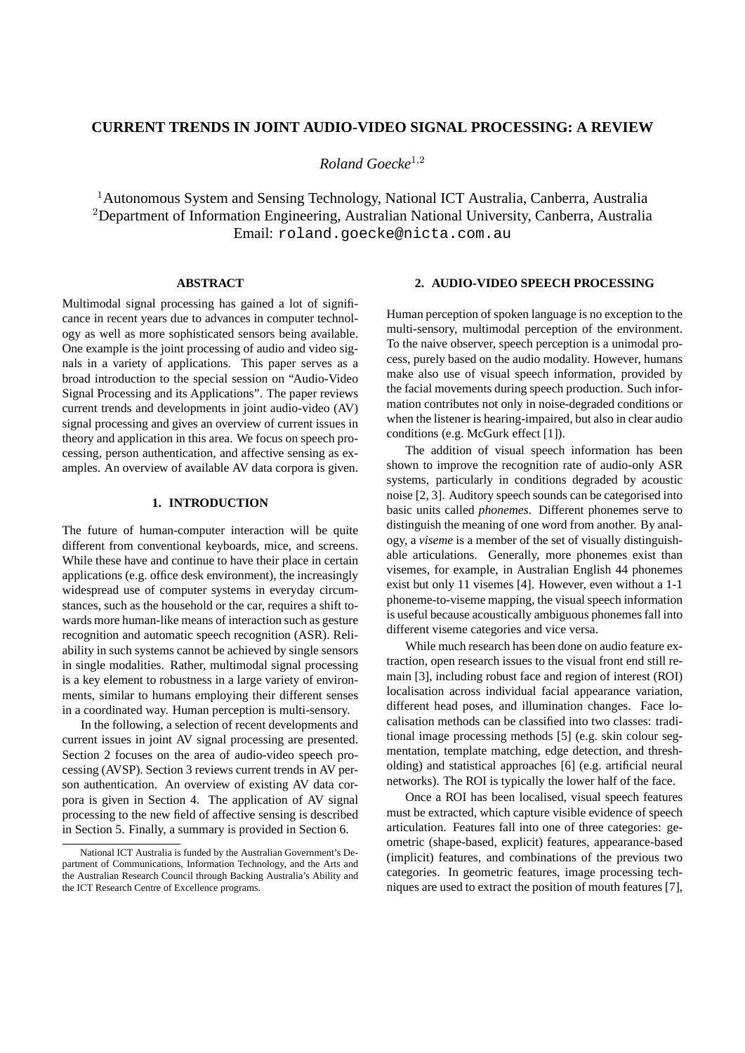# CURRENT TRENDS IN JOINT AUDIO-VIDEO SIGNAL PROCESSING: A REVIEW

*Roland Goecke*[1,2]

[1]Autonomous System and Sensing Technology, National ICT Australia, Canberra, Australia
[2]Department of Information Engineering, Australian National University, Canberra, Australia
Email: roland.goecke@nicta.com.au

## ABSTRACT

Multimodal signal processing has gained a lot of significance in recent years due to advances in computer technology as well as more sophisticated sensors being available. One example is the joint processing of audio and video signals in a variety of applications. This paper serves as a broad introduction to the special session on "Audio-Video Signal Processing and its Applications". The paper reviews current trends and developments in joint audio-video (AV) signal processing and gives an overview of current issues in theory and application in this area. We focus on speech processing, person authentication, and affective sensing as examples. An overview of available AV data corpora is given.

## 1. INTRODUCTION

The future of human-computer interaction will be quite different from conventional keyboards, mice, and screens. While these have and continue to have their place in certain applications (e.g. office desk environment), the increasingly widespread use of computer systems in everyday circumstances, such as the household or the car, requires a shift towards more human-like means of interaction such as gesture recognition and automatic speech recognition (ASR). Reliability in such systems cannot be achieved by single sensors in single modalities. Rather, multimodal signal processing is a key element to robustness in a large variety of environments, similar to humans employing their different senses in a coordinated way. Human perception is multi-sensory.

In the following, a selection of recent developments and current issues in joint AV signal processing are presented. Section 2 focuses on the area of audio-video speech processing (AVSP). Section 3 reviews current trends in AV person authentication. An overview of existing AV data corpora is given in Section 4. The application of AV signal processing to the new field of affective sensing is described in Section 5. Finally, a summary is provided in Section 6.

National ICT Australia is funded by the Australian Government's Department of Communications, Information Technology, and the Arts and the Australian Research Council through Backing Australia's Ability and the ICT Research Centre of Excellence programs.

## 2. AUDIO-VIDEO SPEECH PROCESSING

Human perception of spoken language is no exception to the multi-sensory, multimodal perception of the environment. To the naive observer, speech perception is a unimodal process, purely based on the audio modality. However, humans make also use of visual speech information, provided by the facial movements during speech production. Such information contributes not only in noise-degraded conditions or when the listener is hearing-impaired, but also in clear audio conditions (e.g. McGurk effect [1]).

The addition of visual speech information has been shown to improve the recognition rate of audio-only ASR systems, particularly in conditions degraded by acoustic noise [2, 3]. Auditory speech sounds can be categorised into basic units called *phonemes*. Different phonemes serve to distinguish the meaning of one word from another. By analogy, a *viseme* is a member of the set of visually distinguishable articulations. Generally, more phonemes exist than visemes, for example, in Australian English 44 phonemes exist but only 11 visemes [4]. However, even without a 1-1 phoneme-to-viseme mapping, the visual speech information is useful because acoustically ambiguous phonemes fall into different viseme categories and vice versa.

While much research has been done on audio feature extraction, open research issues to the visual front end still remain [3], including robust face and region of interest (ROI) localisation across individual facial appearance variation, different head poses, and illumination changes. Face localisation methods can be classified into two classes: traditional image processing methods [5] (e.g. skin colour segmentation, template matching, edge detection, and thresholding) and statistical approaches [6] (e.g. artificial neural networks). The ROI is typically the lower half of the face.

Once a ROI has been localised, visual speech features must be extracted, which capture visible evidence of speech articulation. Features fall into one of three categories: geometric (shape-based, explicit) features, appearance-based (implicit) features, and combinations of the previous two categories. In geometric features, image processing techniques are used to extract the position of mouth features [7],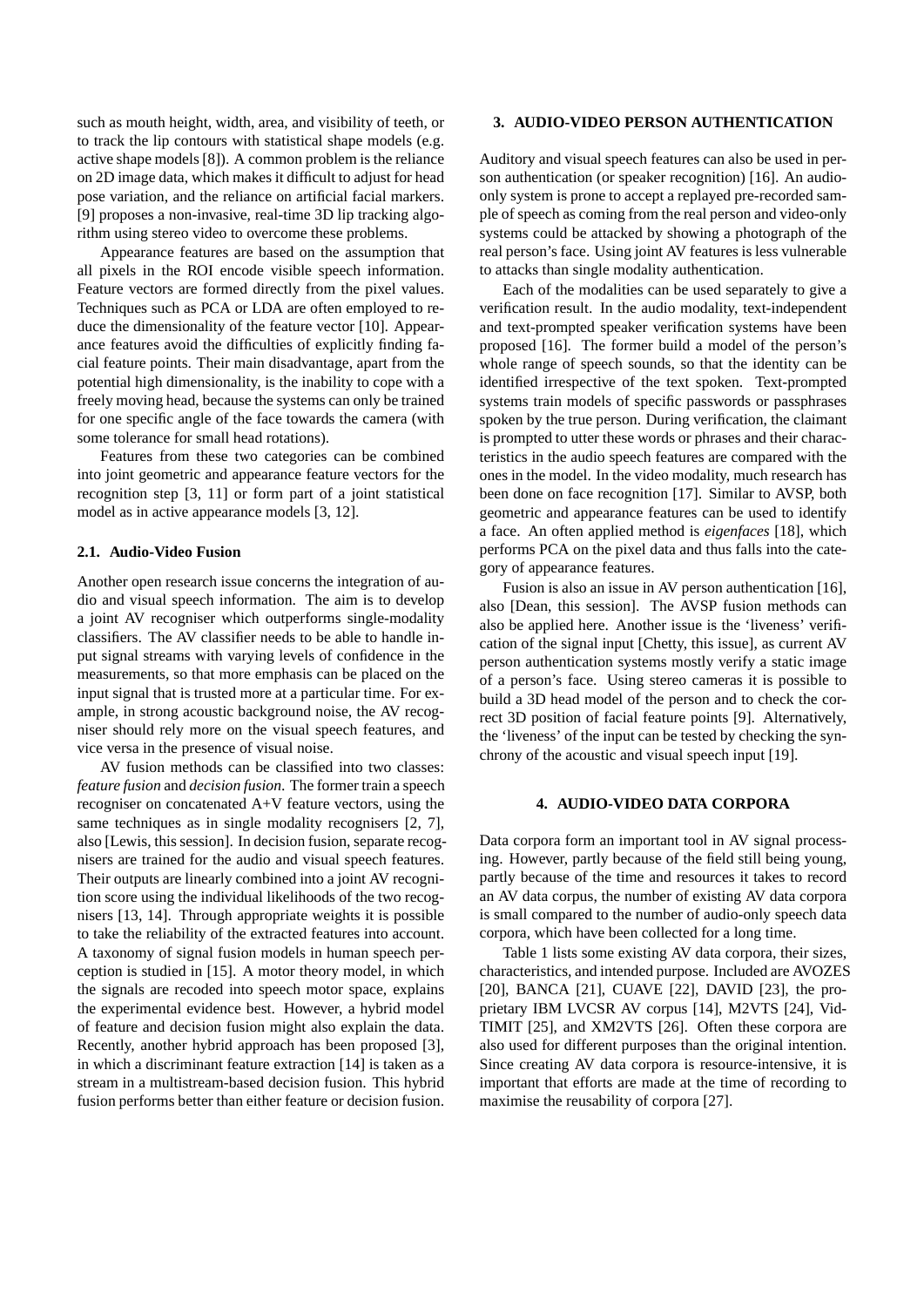such as mouth height, width, area, and visibility of teeth, or to track the lip contours with statistical shape models (e.g. active shape models [8]). A common problem is the reliance on 2D image data, which makes it difficult to adjust for head pose variation, and the reliance on artificial facial markers. [9] proposes a non-invasive, real-time 3D lip tracking algorithm using stereo video to overcome these problems.

Appearance features are based on the assumption that all pixels in the ROI encode visible speech information. Feature vectors are formed directly from the pixel values. Techniques such as PCA or LDA are often employed to reduce the dimensionality of the feature vector [10]. Appearance features avoid the difficulties of explicitly finding facial feature points. Their main disadvantage, apart from the potential high dimensionality, is the inability to cope with a freely moving head, because the systems can only be trained for one specific angle of the face towards the camera (with some tolerance for small head rotations).

Features from these two categories can be combined into joint geometric and appearance feature vectors for the recognition step [3, 11] or form part of a joint statistical model as in active appearance models [3, 12].

### 2.1. Audio-Video Fusion

Another open research issue concerns the integration of audio and visual speech information. The aim is to develop a joint AV recogniser which outperforms single-modality classifiers. The AV classifier needs to be able to handle input signal streams with varying levels of confidence in the measurements, so that more emphasis can be placed on the input signal that is trusted more at a particular time. For example, in strong acoustic background noise, the AV recogniser should rely more on the visual speech features, and vice versa in the presence of visual noise.

AV fusion methods can be classified into two classes: *feature fusion* and *decision fusion*. The former train a speech recogniser on concatenated A+V feature vectors, using the same techniques as in single modality recognisers [2, 7], also [Lewis, this session]. In decision fusion, separate recognisers are trained for the audio and visual speech features. Their outputs are linearly combined into a joint AV recognition score using the individual likelihoods of the two recognisers [13, 14]. Through appropriate weights it is possible to take the reliability of the extracted features into account. A taxonomy of signal fusion models in human speech perception is studied in [15]. A motor theory model, in which the signals are recoded into speech motor space, explains the experimental evidence best. However, a hybrid model of feature and decision fusion might also explain the data. Recently, another hybrid approach has been proposed [3], in which a discriminant feature extraction [14] is taken as a stream in a multistream-based decision fusion. This hybrid fusion performs better than either feature or decision fusion.

## 3. AUDIO-VIDEO PERSON AUTHENTICATION

Auditory and visual speech features can also be used in person authentication (or speaker recognition) [16]. An audio-only system is prone to accept a replayed pre-recorded sample of speech as coming from the real person and video-only systems could be attacked by showing a photograph of the real person's face. Using joint AV features is less vulnerable to attacks than single modality authentication.

Each of the modalities can be used separately to give a verification result. In the audio modality, text-independent and text-prompted speaker verification systems have been proposed [16]. The former build a model of the person's whole range of speech sounds, so that the identity can be identified irrespective of the text spoken. Text-prompted systems train models of specific passwords or passphrases spoken by the true person. During verification, the claimant is prompted to utter these words or phrases and their characteristics in the audio speech features are compared with the ones in the model. In the video modality, much research has been done on face recognition [17]. Similar to AVSP, both geometric and appearance features can be used to identify a face. An often applied method is *eigenfaces* [18], which performs PCA on the pixel data and thus falls into the category of appearance features.

Fusion is also an issue in AV person authentication [16], also [Dean, this session]. The AVSP fusion methods can also be applied here. Another issue is the 'liveness' verification of the signal input [Chetty, this issue], as current AV person authentication systems mostly verify a static image of a person's face. Using stereo cameras it is possible to build a 3D head model of the person and to check the correct 3D position of facial feature points [9]. Alternatively, the 'liveness' of the input can be tested by checking the synchrony of the acoustic and visual speech input [19].

## 4. AUDIO-VIDEO DATA CORPORA

Data corpora form an important tool in AV signal processing. However, partly because of the field still being young, partly because of the time and resources it takes to record an AV data corpus, the number of existing AV data corpora is small compared to the number of audio-only speech data corpora, which have been collected for a long time.

Table 1 lists some existing AV data corpora, their sizes, characteristics, and intended purpose. Included are AVOZES [20], BANCA [21], CUAVE [22], DAVID [23], the proprietary IBM LVCSR AV corpus [14], M2VTS [24], VidTIMIT [25], and XM2VTS [26]. Often these corpora are also used for different purposes than the original intention. Since creating AV data corpora is resource-intensive, it is important that efforts are made at the time of recording to maximise the reusability of corpora [27].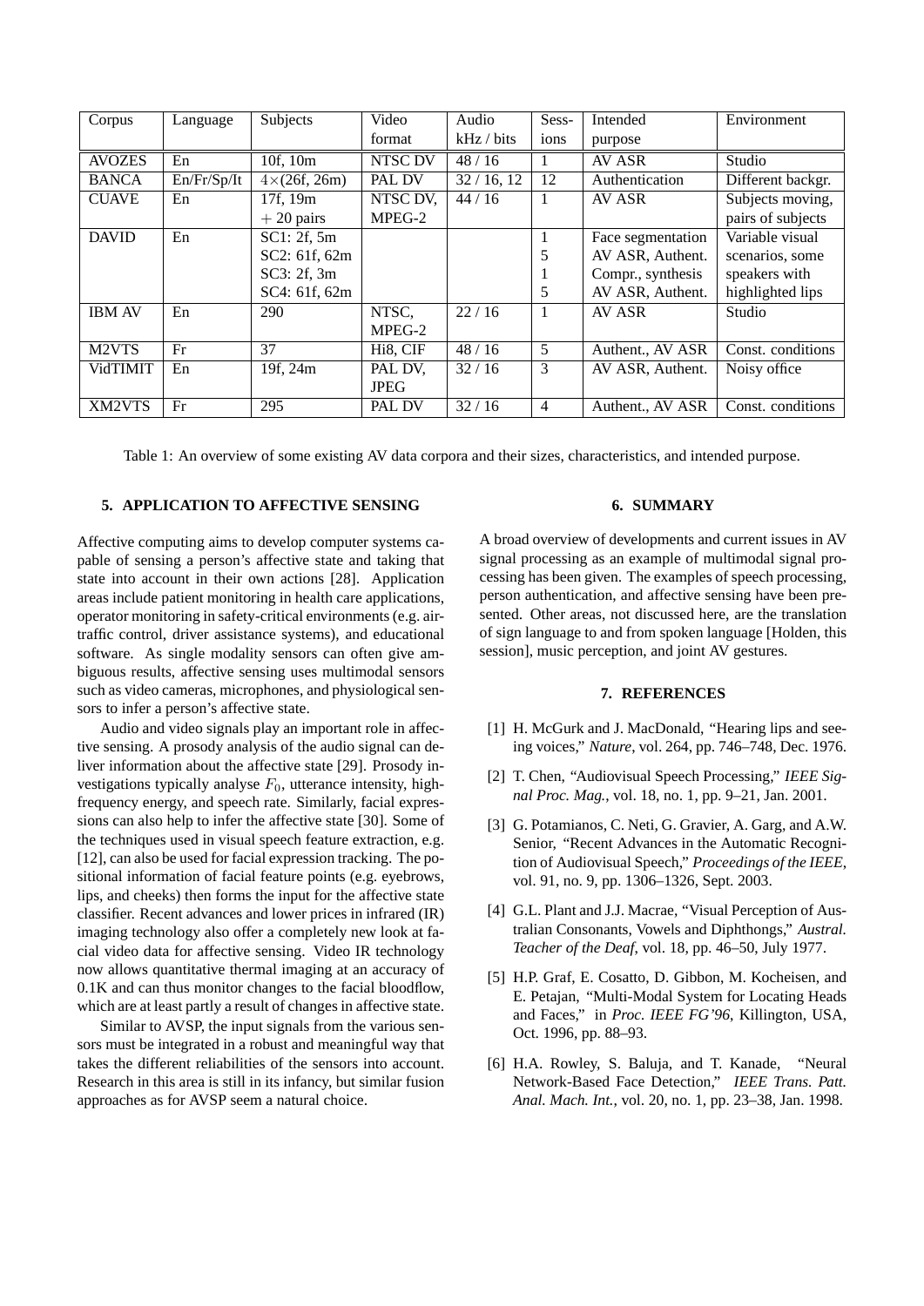| Corpus | Language | Subjects | Video format | Audio kHz / bits | Sessions | Intended purpose | Environment |
|---|---|---|---|---|---|---|---|
| AVOZES | En | 10f, 10m | NTSC DV | 48 / 16 | 1 | AV ASR | Studio |
| BANCA | En/Fr/Sp/It | 4×(26f, 26m) | PAL DV | 32 / 16, 12 | 12 | Authentication | Different backgr. |
| CUAVE | En | 17f, 19m + 20 pairs | NTSC DV, MPEG-2 | 44 / 16 | 1 | AV ASR | Subjects moving, pairs of subjects |
| DAVID | En | SC1: 2f, 5m<br>SC2: 61f, 62m<br>SC3: 2f, 3m<br>SC4: 61f, 62m | | | 1<br>5<br>1<br>5 | Face segmentation<br>AV ASR, Authent.<br>Compr., synthesis<br>AV ASR, Authent. | Variable visual scenarios, some speakers with highlighted lips |
| IBM AV | En | 290 | NTSC, MPEG-2 | 22 / 16 | 1 | AV ASR | Studio |
| M2VTS | Fr | 37 | Hi8, CIF | 48 / 16 | 5 | Authent., AV ASR | Const. conditions |
| VidTIMIT | En | 19f, 24m | PAL DV, JPEG | 32 / 16 | 3 | AV ASR, Authent. | Noisy office |
| XM2VTS | Fr | 295 | PAL DV | 32 / 16 | 4 | Authent., AV ASR | Const. conditions |

Table 1: An overview of some existing AV data corpora and their sizes, characteristics, and intended purpose.

## 5. APPLICATION TO AFFECTIVE SENSING

Affective computing aims to develop computer systems capable of sensing a person's affective state and taking that state into account in their own actions [28]. Application areas include patient monitoring in health care applications, operator monitoring in safety-critical environments (e.g. air-traffic control, driver assistance systems), and educational software. As single modality sensors can often give ambiguous results, affective sensing uses multimodal sensors such as video cameras, microphones, and physiological sensors to infer a person's affective state.

Audio and video signals play an important role in affective sensing. A prosody analysis of the audio signal can deliver information about the affective state [29]. Prosody investigations typically analyse $F_0$, utterance intensity, high-frequency energy, and speech rate. Similarly, facial expressions can also help to infer the affective state [30]. Some of the techniques used in visual speech feature extraction, e.g. [12], can also be used for facial expression tracking. The positional information of facial feature points (e.g. eyebrows, lips, and cheeks) then forms the input for the affective state classifier. Recent advances and lower prices in infrared (IR) imaging technology also offer a completely new look at facial video data for affective sensing. Video IR technology now allows quantitative thermal imaging at an accuracy of 0.1K and can thus monitor changes to the facial bloodflow, which are at least partly a result of changes in affective state.

Similar to AVSP, the input signals from the various sensors must be integrated in a robust and meaningful way that takes the different reliabilities of the sensors into account. Research in this area is still in its infancy, but similar fusion approaches as for AVSP seem a natural choice.

## 6. SUMMARY

A broad overview of developments and current issues in AV signal processing as an example of multimodal signal processing has been given. The examples of speech processing, person authentication, and affective sensing have been presented. Other areas, not discussed here, are the translation of sign language to and from spoken language [Holden, this session], music perception, and joint AV gestures.

## 7. REFERENCES

[1] H. McGurk and J. MacDonald, "Hearing lips and seeing voices," *Nature*, vol. 264, pp. 746–748, Dec. 1976.

[2] T. Chen, "Audiovisual Speech Processing," *IEEE Signal Proc. Mag.*, vol. 18, no. 1, pp. 9–21, Jan. 2001.

[3] G. Potamianos, C. Neti, G. Gravier, A. Garg, and A.W. Senior, "Recent Advances in the Automatic Recognition of Audiovisual Speech," *Proceedings of the IEEE*, vol. 91, no. 9, pp. 1306–1326, Sept. 2003.

[4] G.L. Plant and J.J. Macrae, "Visual Perception of Australian Consonants, Vowels and Diphthongs," *Austral. Teacher of the Deaf*, vol. 18, pp. 46–50, July 1977.

[5] H.P. Graf, E. Cosatto, D. Gibbon, M. Kocheisen, and E. Petajan, "Multi-Modal System for Locating Heads and Faces," in *Proc. IEEE FG'96*, Killington, USA, Oct. 1996, pp. 88–93.

[6] H.A. Rowley, S. Baluja, and T. Kanade, "Neural Network-Based Face Detection," *IEEE Trans. Patt. Anal. Mach. Int.*, vol. 20, no. 1, pp. 23–38, Jan. 1998.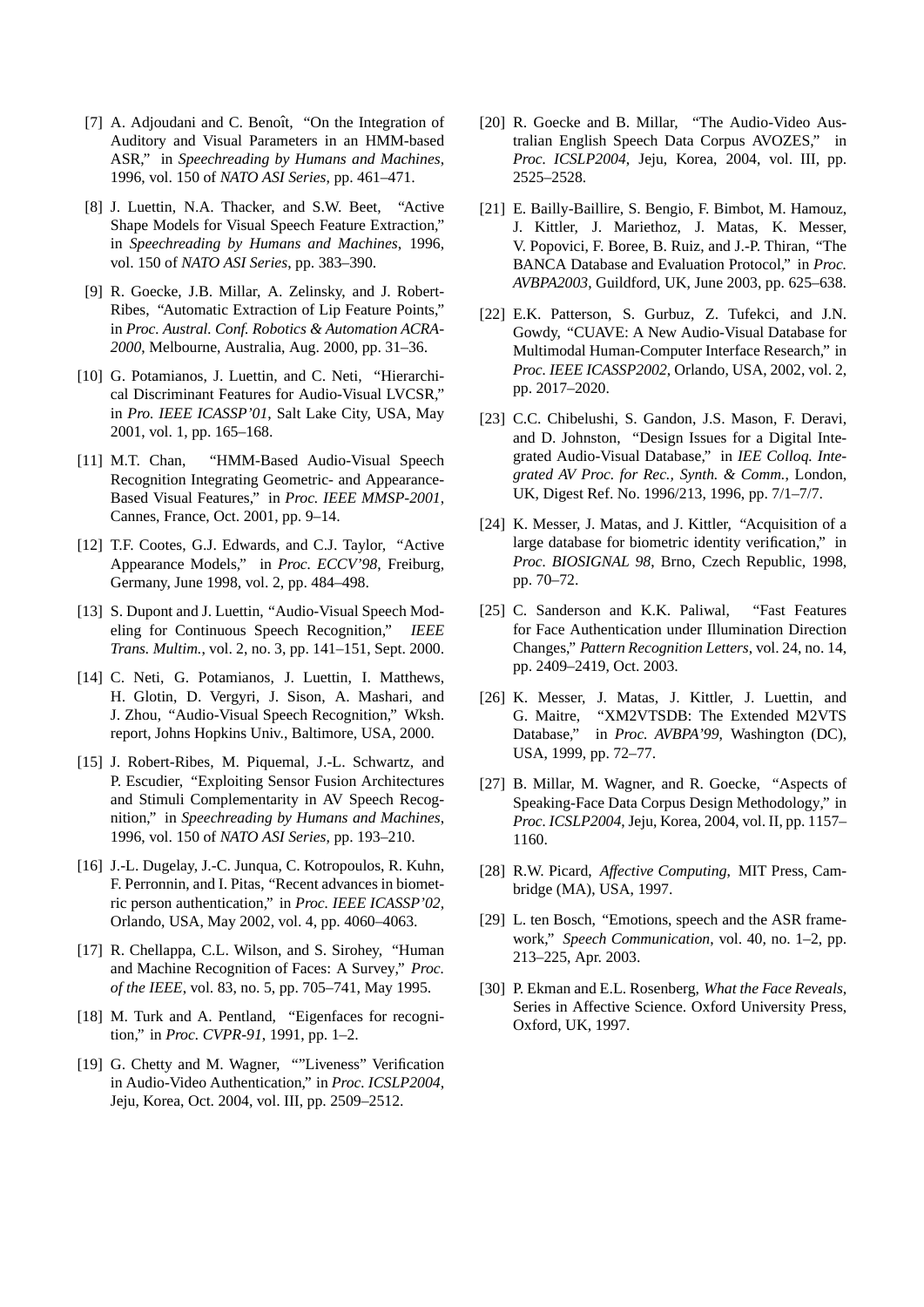[7] A. Adjoudani and C. Benoît, "On the Integration of Auditory and Visual Parameters in an HMM-based ASR," in *Speechreading by Humans and Machines*, 1996, vol. 150 of *NATO ASI Series*, pp. 461–471.

[8] J. Luettin, N.A. Thacker, and S.W. Beet, "Active Shape Models for Visual Speech Feature Extraction," in *Speechreading by Humans and Machines*, 1996, vol. 150 of *NATO ASI Series*, pp. 383–390.

[9] R. Goecke, J.B. Millar, A. Zelinsky, and J. Robert-Ribes, "Automatic Extraction of Lip Feature Points," in *Proc. Austral. Conf. Robotics & Automation ACRA-2000*, Melbourne, Australia, Aug. 2000, pp. 31–36.

[10] G. Potamianos, J. Luettin, and C. Neti, "Hierarchical Discriminant Features for Audio-Visual LVCSR," in *Pro. IEEE ICASSP'01*, Salt Lake City, USA, May 2001, vol. 1, pp. 165–168.

[11] M.T. Chan, "HMM-Based Audio-Visual Speech Recognition Integrating Geometric- and Appearance-Based Visual Features," in *Proc. IEEE MMSP-2001*, Cannes, France, Oct. 2001, pp. 9–14.

[12] T.F. Cootes, G.J. Edwards, and C.J. Taylor, "Active Appearance Models," in *Proc. ECCV'98*, Freiburg, Germany, June 1998, vol. 2, pp. 484–498.

[13] S. Dupont and J. Luettin, "Audio-Visual Speech Modeling for Continuous Speech Recognition," *IEEE Trans. Multim.*, vol. 2, no. 3, pp. 141–151, Sept. 2000.

[14] C. Neti, G. Potamianos, J. Luettin, I. Matthews, H. Glotin, D. Vergyri, J. Sison, A. Mashari, and J. Zhou, "Audio-Visual Speech Recognition," Wksh. report, Johns Hopkins Univ., Baltimore, USA, 2000.

[15] J. Robert-Ribes, M. Piquemal, J.-L. Schwartz, and P. Escudier, "Exploiting Sensor Fusion Architectures and Stimuli Complementarity in AV Speech Recognition," in *Speechreading by Humans and Machines*, 1996, vol. 150 of *NATO ASI Series*, pp. 193–210.

[16] J.-L. Dugelay, J.-C. Junqua, C. Kotropoulos, R. Kuhn, F. Perronnin, and I. Pitas, "Recent advances in biometric person authentication," in *Proc. IEEE ICASSP'02*, Orlando, USA, May 2002, vol. 4, pp. 4060–4063.

[17] R. Chellappa, C.L. Wilson, and S. Sirohey, "Human and Machine Recognition of Faces: A Survey," *Proc. of the IEEE*, vol. 83, no. 5, pp. 705–741, May 1995.

[18] M. Turk and A. Pentland, "Eigenfaces for recognition," in *Proc. CVPR-91*, 1991, pp. 1–2.

[19] G. Chetty and M. Wagner, ""Liveness" Verification in Audio-Video Authentication," in *Proc. ICSLP2004*, Jeju, Korea, Oct. 2004, vol. III, pp. 2509–2512.

[20] R. Goecke and B. Millar, "The Audio-Video Australian English Speech Data Corpus AVOZES," in *Proc. ICSLP2004*, Jeju, Korea, 2004, vol. III, pp. 2525–2528.

[21] E. Bailly-Baillire, S. Bengio, F. Bimbot, M. Hamouz, J. Kittler, J. Mariethoz, J. Matas, K. Messer, V. Popovici, F. Boree, B. Ruiz, and J.-P. Thiran, "The BANCA Database and Evaluation Protocol," in *Proc. AVBPA2003*, Guildford, UK, June 2003, pp. 625–638.

[22] E.K. Patterson, S. Gurbuz, Z. Tufekci, and J.N. Gowdy, "CUAVE: A New Audio-Visual Database for Multimodal Human-Computer Interface Research," in *Proc. IEEE ICASSP2002*, Orlando, USA, 2002, vol. 2, pp. 2017–2020.

[23] C.C. Chibelushi, S. Gandon, J.S. Mason, F. Deravi, and D. Johnston, "Design Issues for a Digital Integrated Audio-Visual Database," in *IEE Colloq. Integrated AV Proc. for Rec., Synth. & Comm.*, London, UK, Digest Ref. No. 1996/213, 1996, pp. 7/1–7/7.

[24] K. Messer, J. Matas, and J. Kittler, "Acquisition of a large database for biometric identity verification," in *Proc. BIOSIGNAL 98*, Brno, Czech Republic, 1998, pp. 70–72.

[25] C. Sanderson and K.K. Paliwal, "Fast Features for Face Authentication under Illumination Direction Changes," *Pattern Recognition Letters*, vol. 24, no. 14, pp. 2409–2419, Oct. 2003.

[26] K. Messer, J. Matas, J. Kittler, J. Luettin, and G. Maitre, "XM2VTSDB: The Extended M2VTS Database," in *Proc. AVBPA'99*, Washington (DC), USA, 1999, pp. 72–77.

[27] B. Millar, M. Wagner, and R. Goecke, "Aspects of Speaking-Face Data Corpus Design Methodology," in *Proc. ICSLP2004*, Jeju, Korea, 2004, vol. II, pp. 1157–1160.

[28] R.W. Picard, *Affective Computing*, MIT Press, Cambridge (MA), USA, 1997.

[29] L. ten Bosch, "Emotions, speech and the ASR framework," *Speech Communication*, vol. 40, no. 1–2, pp. 213–225, Apr. 2003.

[30] P. Ekman and E.L. Rosenberg, *What the Face Reveals*, Series in Affective Science. Oxford University Press, Oxford, UK, 1997.